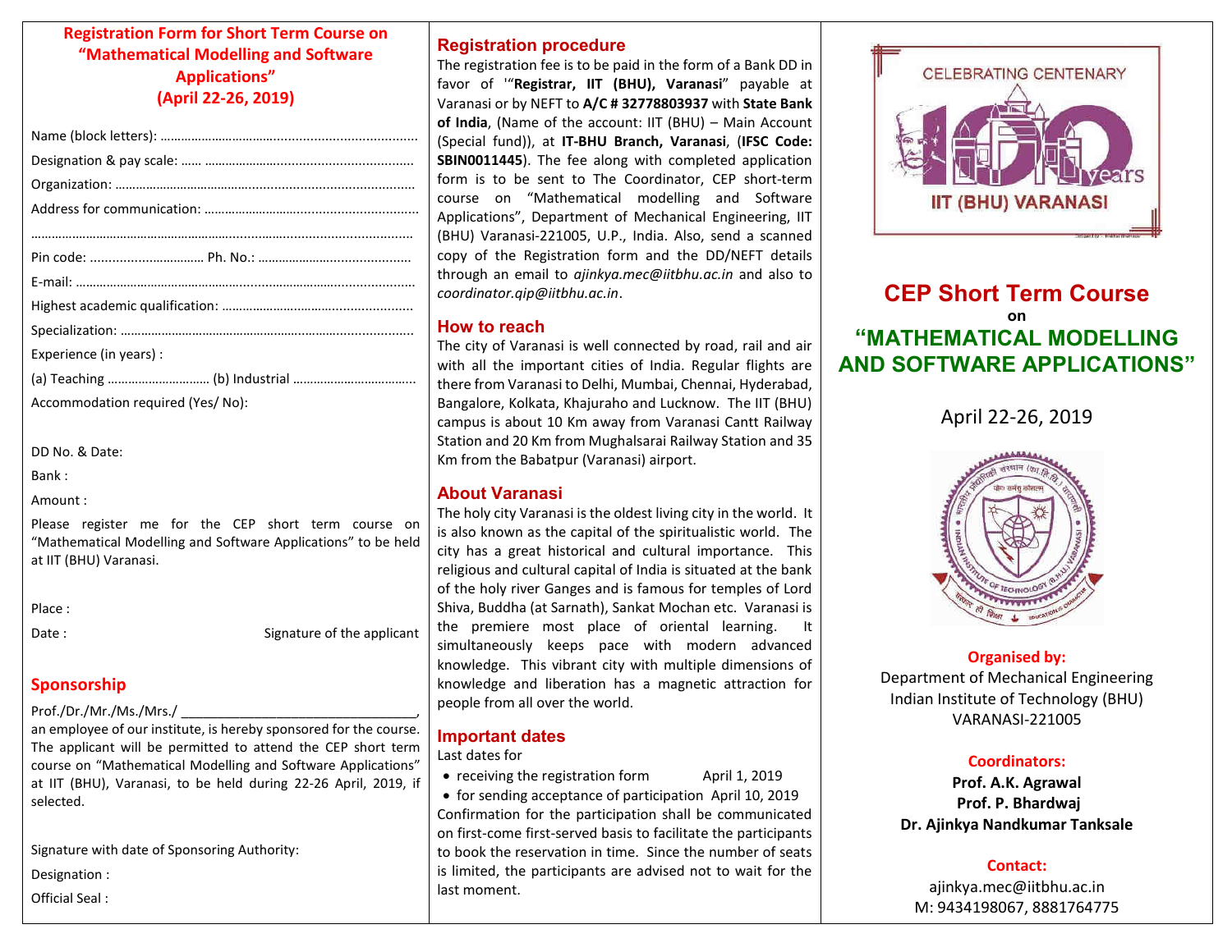## Registration Form for Short Term Course on “Mathematical Modelling and Software Applications” (April 22-26, 2019)

Name (block letters): ……………………………………………………………….

Designation & pay scale: …… ……………………………………………………

Organization: ………………………………………………………………………

Address for communication: ……………………………………………………

………………………………………………………………………………………

Pin code: …………………………… Ph. No.: ……………………………………

E-mail: ………………………………………………………………………………

Highest academic qualification: ………………………………………………

Specialization: ………………………………………………………………………

Experience (in years) :

(a) Teaching ………………………… (b) Industrial ………………………………

Accommodation required (Yes/ No):

DD No. & Date:

Bank :

Amount :

Please register me for the CEP short term course on “Mathematical Modelling and Software Applications” to be held at IIT (BHU) Varanasi.

Place :

Date : Signature of the applicant

## Sponsorship

Prof./Dr./Mr./Ms./Mrs./ _________________________________, an employee of our institute, is hereby sponsored for the course. The applicant will be permitted to attend the CEP short term course on “Mathematical Modelling and Software Applications” at IIT (BHU), Varanasi, to be held during 22-26 April, 2019, if selected.

Signature with date of Sponsoring Authority:

Designation :

Official Seal :

## Registration procedure

The registration fee is to be paid in the form of a Bank DD in favor of '“**Registrar, IIT (BHU), Varanasi**” payable at Varanasi or by NEFT to **A/C # 32778803937** with **State Bank of India**, (Name of the account: IIT (BHU) – Main Account (Special fund)), at **IT-BHU Branch, Varanasi**, (**IFSC Code: SBIN0011445**). The fee along with completed application form is to be sent to The Coordinator, CEP short-term course on “Mathematical modelling and Software Applications”, Department of Mechanical Engineering, IIT (BHU) Varanasi-221005, U.P., India. Also, send a scanned copy of the Registration form and the DD/NEFT details through an email to *ajinkya.mec@iitbhu.ac.in* and also to *coordinator.qip@iitbhu.ac.in*.

## How to reach

The city of Varanasi is well connected by road, rail and air with all the important cities of India. Regular flights are there from Varanasi to Delhi, Mumbai, Chennai, Hyderabad, Bangalore, Kolkata, Khajuraho and Lucknow. The IIT (BHU) campus is about 10 Km away from Varanasi Cantt Railway Station and 20 Km from Mughalsarai Railway Station and 35 Km from the Babatpur (Varanasi) airport.

## About Varanasi

The holy city Varanasi is the oldest living city in the world. It is also known as the capital of the spiritualistic world. The city has a great historical and cultural importance. This religious and cultural capital of India is situated at the bank of the holy river Ganges and is famous for temples of Lord Shiva, Buddha (at Sarnath), Sankat Mochan etc. Varanasi is the premiere most place of oriental learning. It simultaneously keeps pace with modern advanced knowledge. This vibrant city with multiple dimensions of knowledge and liberation has a magnetic attraction for people from all over the world.

## Important dates

Last dates for

- receiving the registration form April 1, 2019
- for sending acceptance of participation April 10, 2019

Confirmation for the participation shall be communicated on first-come first-served basis to facilitate the participants to book the reservation in time. Since the number of seats is limited, the participants are advised not to wait for the last moment.

CELEBRATING CENTENARY 100 years IIT (BHU) VARANASI

# CEP Short Term Course

on

# “MATHEMATICAL MODELLING AND SOFTWARE APPLICATIONS”

April 22-26, 2019

**Organised by:**

Department of Mechanical Engineering
Indian Institute of Technology (BHU)
VARANASI-221005

**Coordinators:**

**Prof. A.K. Agrawal**
**Prof. P. Bhardwaj**
**Dr. Ajinkya Nandkumar Tanksale**

**Contact:**

ajinkya.mec@iitbhu.ac.in
M: 9434198067, 8881764775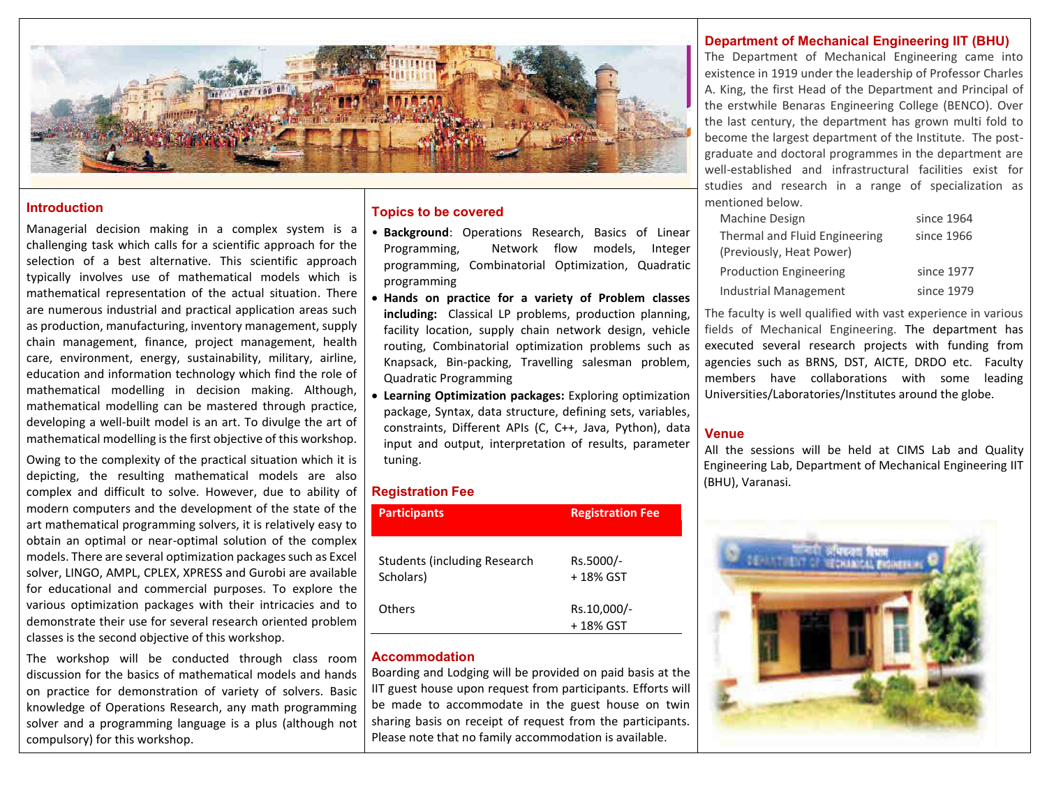## Introduction

Managerial decision making in a complex system is a challenging task which calls for a scientific approach for the selection of a best alternative. This scientific approach typically involves use of mathematical models which is mathematical representation of the actual situation. There are numerous industrial and practical application areas such as production, manufacturing, inventory management, supply chain management, finance, project management, health care, environment, energy, sustainability, military, airline, education and information technology which find the role of mathematical modelling in decision making. Although, mathematical modelling can be mastered through practice, developing a well-built model is an art. To divulge the art of mathematical modelling is the first objective of this workshop.

Owing to the complexity of the practical situation which it is depicting, the resulting mathematical models are also complex and difficult to solve. However, due to ability of modern computers and the development of the state of the art mathematical programming solvers, it is relatively easy to obtain an optimal or near-optimal solution of the complex models. There are several optimization packages such as Excel solver, LINGO, AMPL, CPLEX, XPRESS and Gurobi are available for educational and commercial purposes. To explore the various optimization packages with their intricacies and to demonstrate their use for several research oriented problem classes is the second objective of this workshop.

The workshop will be conducted through class room discussion for the basics of mathematical models and hands on practice for demonstration of variety of solvers. Basic knowledge of Operations Research, any math programming solver and a programming language is a plus (although not compulsory) for this workshop.

## Topics to be covered

- **Background**: Operations Research, Basics of Linear Programming, Network flow models, Integer programming, Combinatorial Optimization, Quadratic programming
- **Hands on practice for a variety of Problem classes including:** Classical LP problems, production planning, facility location, supply chain network design, vehicle routing, Combinatorial optimization problems such as Knapsack, Bin-packing, Travelling salesman problem, Quadratic Programming
- **Learning Optimization packages:** Exploring optimization package, Syntax, data structure, defining sets, variables, constraints, Different APIs (C, C++, Java, Python), data input and output, interpretation of results, parameter tuning.

## Registration Fee

| Participants | Registration Fee |
| --- | --- |
| Students (including Research Scholars) | Rs.5000/- + 18% GST |
| Others | Rs.10,000/- + 18% GST |

## Accommodation

Boarding and Lodging will be provided on paid basis at the IIT guest house upon request from participants. Efforts will be made to accommodate in the guest house on twin sharing basis on receipt of request from the participants. Please note that no family accommodation is available.

## Department of Mechanical Engineering IIT (BHU)

The Department of Mechanical Engineering came into existence in 1919 under the leadership of Professor Charles A. King, the first Head of the Department and Principal of the erstwhile Benaras Engineering College (BENCO). Over the last century, the department has grown multi fold to become the largest department of the Institute. The post-graduate and doctoral programmes in the department are well-established and infrastructural facilities exist for studies and research in a range of specialization as mentioned below.

| | |
| --- | --- |
| Machine Design | since 1964 |
| Thermal and Fluid Engineering (Previously, Heat Power) | since 1966 |
| Production Engineering | since 1977 |
| Industrial Management | since 1979 |

The faculty is well qualified with vast experience in various fields of Mechanical Engineering. The department has executed several research projects with funding from agencies such as BRNS, DST, AICTE, DRDO etc. Faculty members have collaborations with some leading Universities/Laboratories/Institutes around the globe.

## Venue

All the sessions will be held at CIMS Lab and Quality Engineering Lab, Department of Mechanical Engineering IIT (BHU), Varanasi.